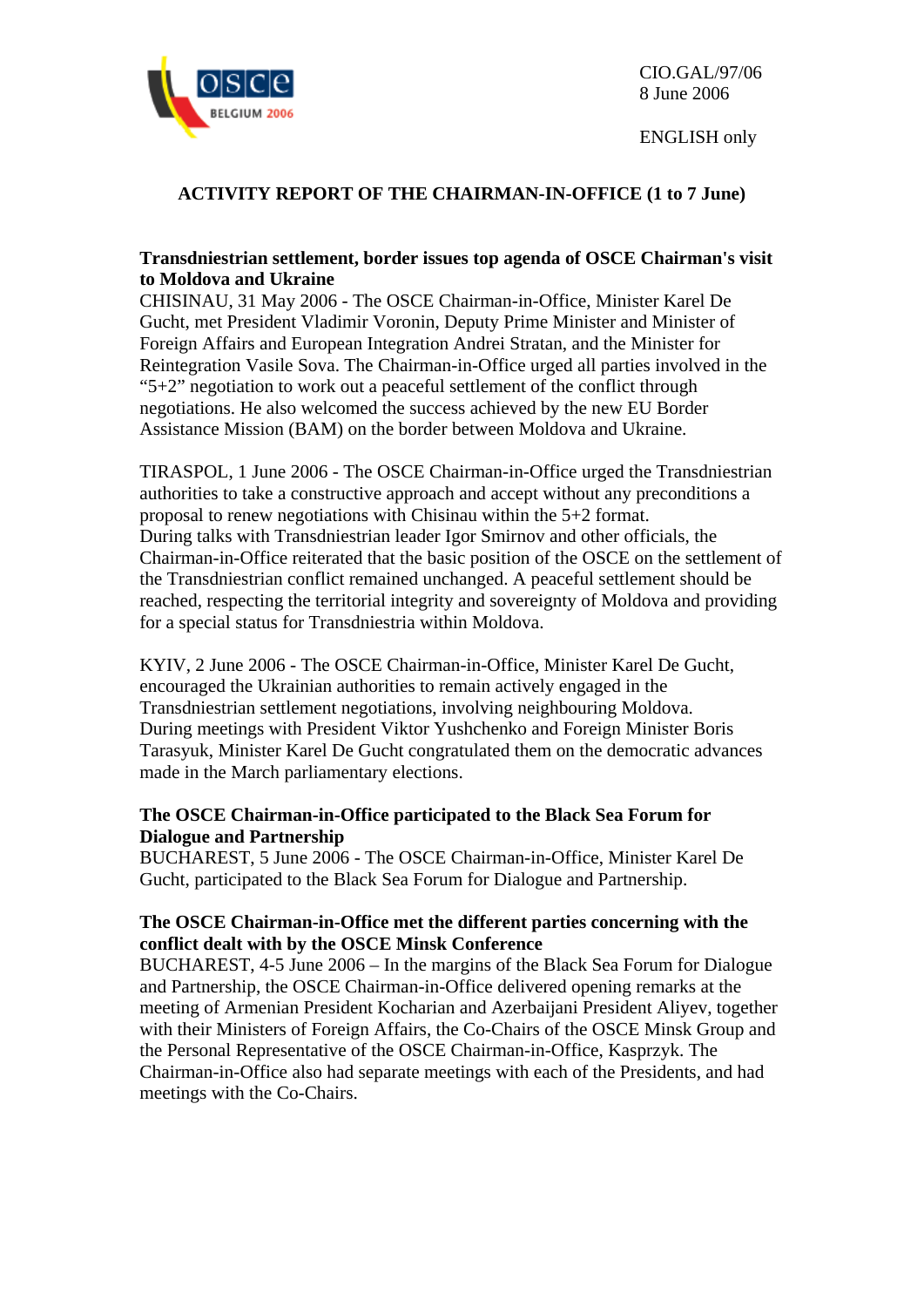CIO.GAL/97/06
8 June 2006

ENGLISH only

# ACTIVITY REPORT OF THE CHAIRMAN-IN-OFFICE (1 to 7 June)

**Transdniestrian settlement, border issues top agenda of OSCE Chairman's visit to Moldova and Ukraine**

CHISINAU, 31 May 2006 - The OSCE Chairman-in-Office, Minister Karel De Gucht, met President Vladimir Voronin, Deputy Prime Minister and Minister of Foreign Affairs and European Integration Andrei Stratan, and the Minister for Reintegration Vasile Sova. The Chairman-in-Office urged all parties involved in the “5+2” negotiation to work out a peaceful settlement of the conflict through negotiations. He also welcomed the success achieved by the new EU Border Assistance Mission (BAM) on the border between Moldova and Ukraine.

TIRASPOL, 1 June 2006 - The OSCE Chairman-in-Office urged the Transdniestrian authorities to take a constructive approach and accept without any preconditions a proposal to renew negotiations with Chisinau within the 5+2 format.
During talks with Transdniestrian leader Igor Smirnov and other officials, the Chairman-in-Office reiterated that the basic position of the OSCE on the settlement of the Transdniestrian conflict remained unchanged. A peaceful settlement should be reached, respecting the territorial integrity and sovereignty of Moldova and providing for a special status for Transdniestria within Moldova.

KYIV, 2 June 2006 - The OSCE Chairman-in-Office, Minister Karel De Gucht, encouraged the Ukrainian authorities to remain actively engaged in the Transdniestrian settlement negotiations, involving neighbouring Moldova.
During meetings with President Viktor Yushchenko and Foreign Minister Boris Tarasyuk, Minister Karel De Gucht congratulated them on the democratic advances made in the March parliamentary elections.

**The OSCE Chairman-in-Office participated to the Black Sea Forum for Dialogue and Partnership**

BUCHAREST, 5 June 2006 - The OSCE Chairman-in-Office, Minister Karel De Gucht, participated to the Black Sea Forum for Dialogue and Partnership.

**The OSCE Chairman-in-Office met the different parties concerning with the conflict dealt with by the OSCE Minsk Conference**

BUCHAREST, 4-5 June 2006 – In the margins of the Black Sea Forum for Dialogue and Partnership, the OSCE Chairman-in-Office delivered opening remarks at the meeting of Armenian President Kocharian and Azerbaijani President Aliyev, together with their Ministers of Foreign Affairs, the Co-Chairs of the OSCE Minsk Group and the Personal Representative of the OSCE Chairman-in-Office, Kasprzyk. The Chairman-in-Office also had separate meetings with each of the Presidents, and had meetings with the Co-Chairs.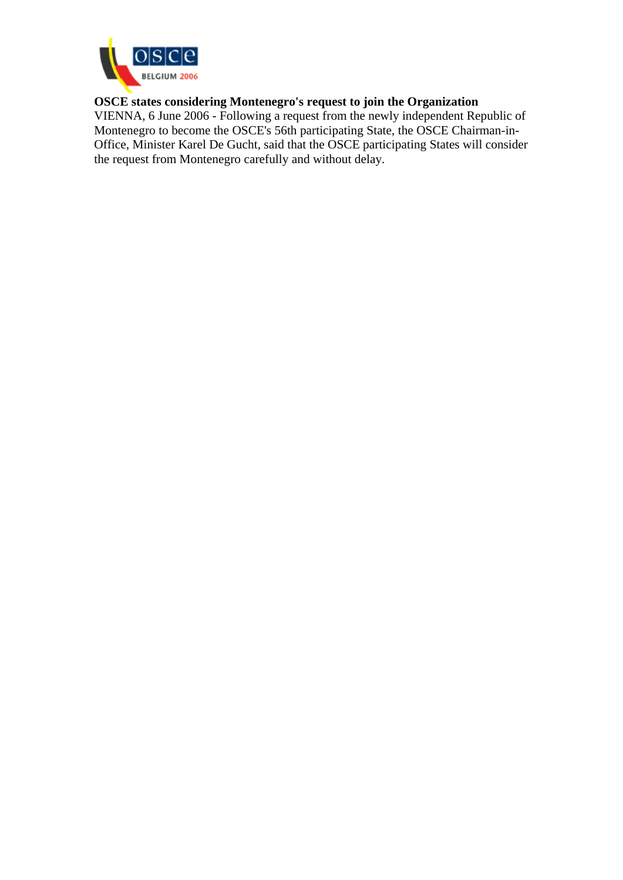**OSCE states considering Montenegro's request to join the Organization**

VIENNA, 6 June 2006 - Following a request from the newly independent Republic of Montenegro to become the OSCE's 56th participating State, the OSCE Chairman-in-Office, Minister Karel De Gucht, said that the OSCE participating States will consider the request from Montenegro carefully and without delay.